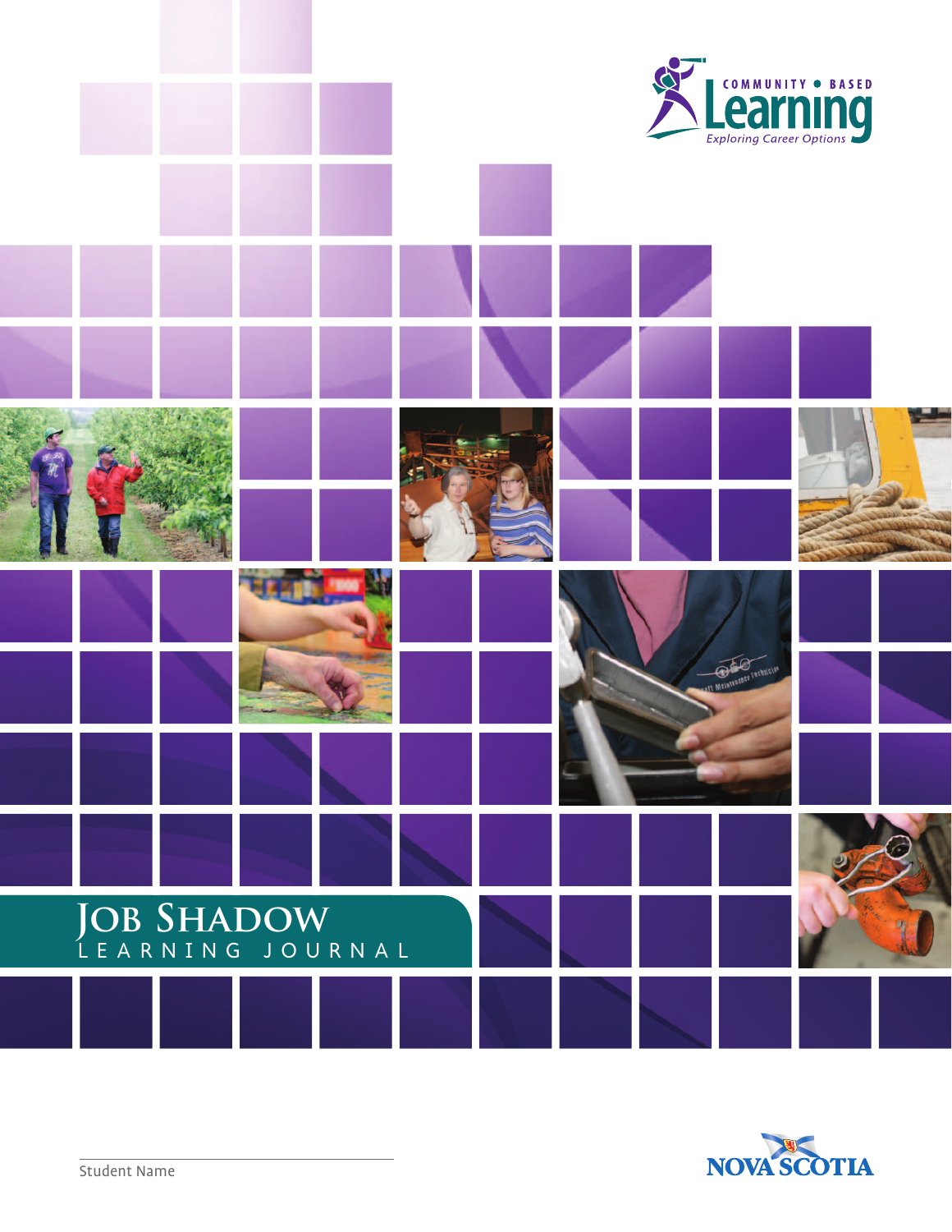COMMUNITY • BASED

Learning

*Exploring Career Options*

# Job Shadow

## LEARNING JOURNAL

Student Name

NOVA SCOTIA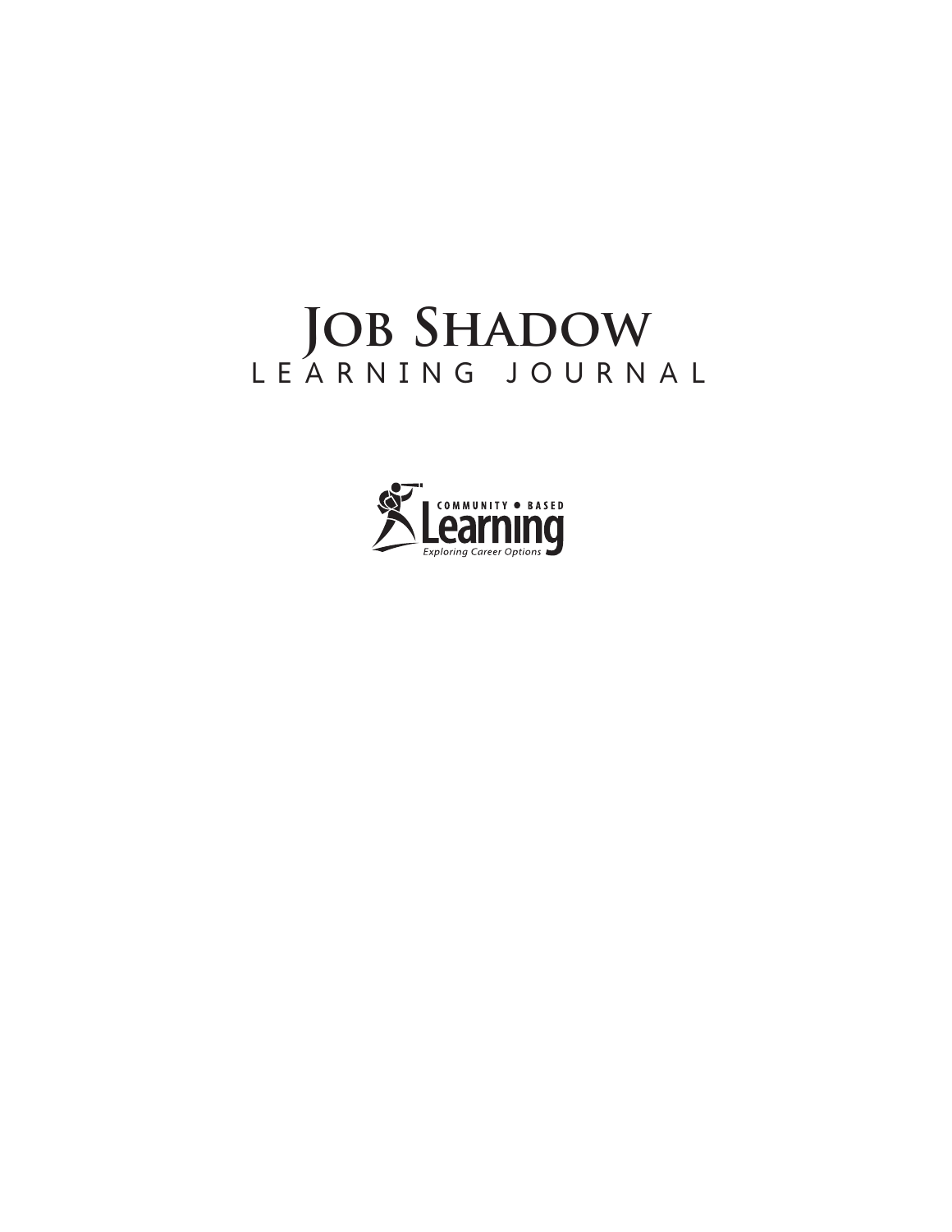# Job Shadow

LEARNING JOURNAL

COMMUNITY • BASED

Learning

*Exploring Career Options*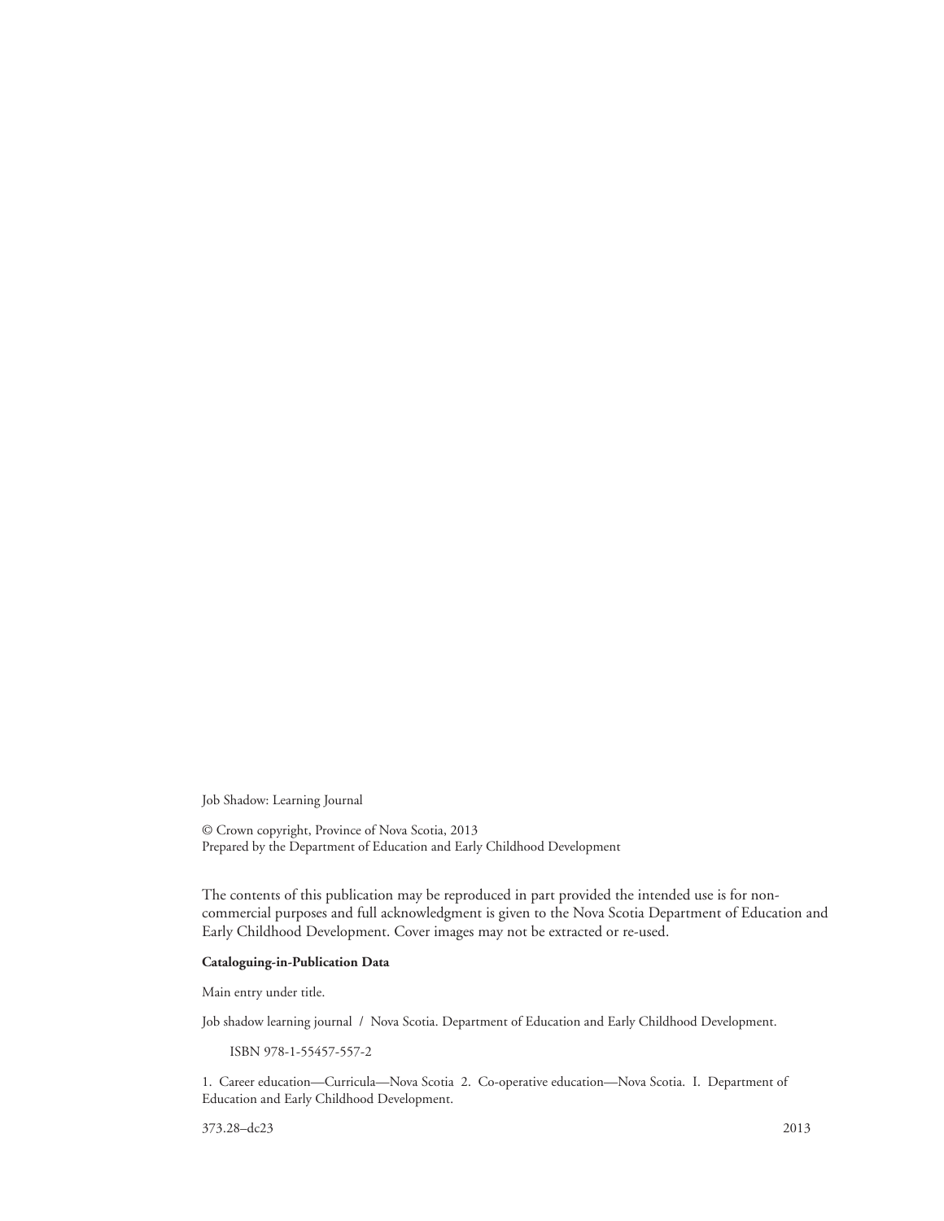Job Shadow: Learning Journal

© Crown copyright, Province of Nova Scotia, 2013
Prepared by the Department of Education and Early Childhood Development

The contents of this publication may be reproduced in part provided the intended use is for non-commercial purposes and full acknowledgment is given to the Nova Scotia Department of Education and Early Childhood Development. Cover images may not be extracted or re-used.

**Cataloguing-in-Publication Data**

Main entry under title.

Job shadow learning journal / Nova Scotia. Department of Education and Early Childhood Development.

ISBN 978-1-55457-557-2

1. Career education—Curricula—Nova Scotia 2. Co-operative education—Nova Scotia. I. Department of Education and Early Childhood Development.

373.28–dc23 2013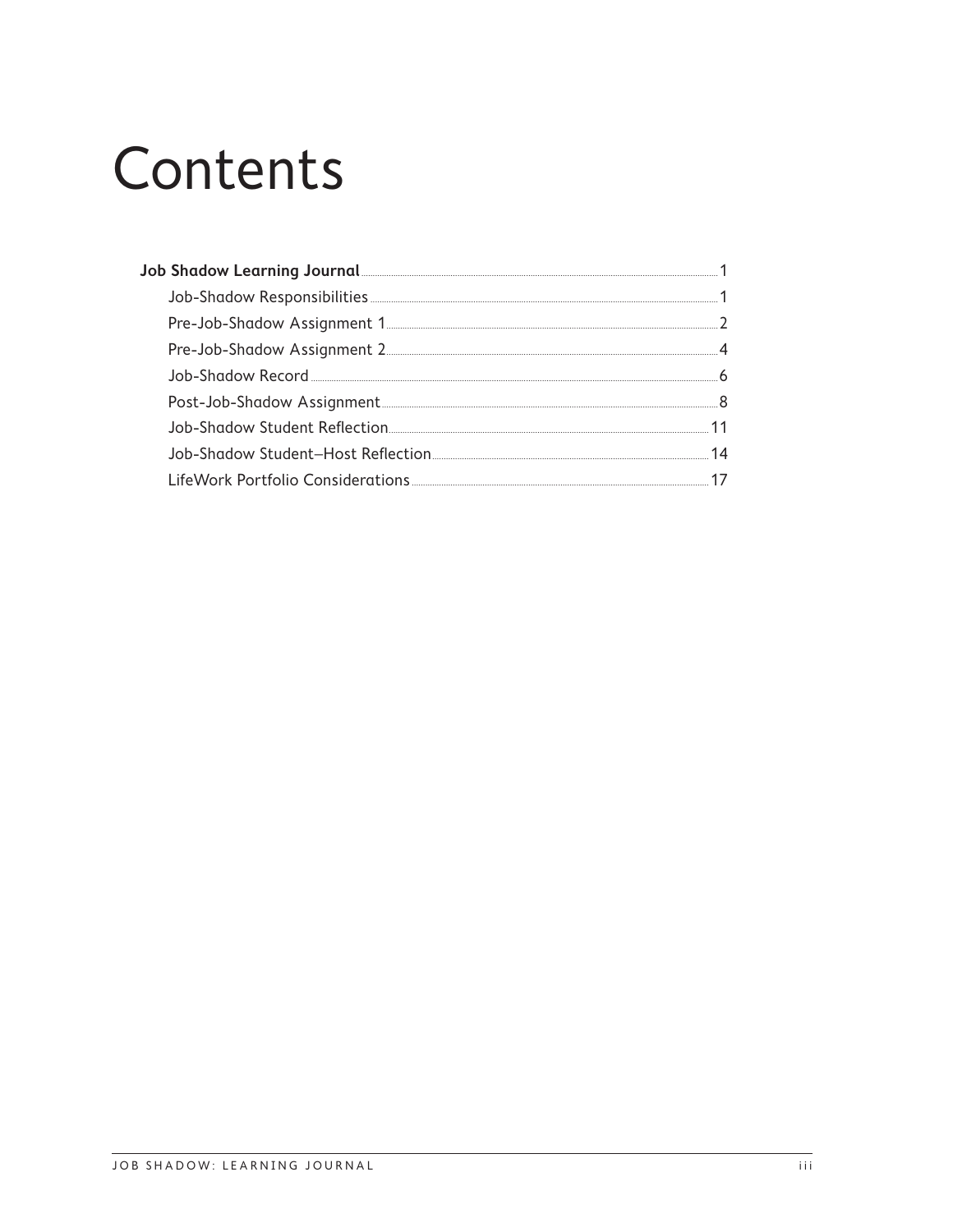# Contents

**Job Shadow Learning Journal** ..... 1

- Job-Shadow Responsibilities ..... 1
- Pre-Job-Shadow Assignment 1 ..... 2
- Pre-Job-Shadow Assignment 2 ..... 4
- Job-Shadow Record ..... 6
- Post-Job-Shadow Assignment ..... 8
- Job-Shadow Student Reflection ..... 11
- Job-Shadow Student–Host Reflection ..... 14
- LifeWork Portfolio Considerations ..... 17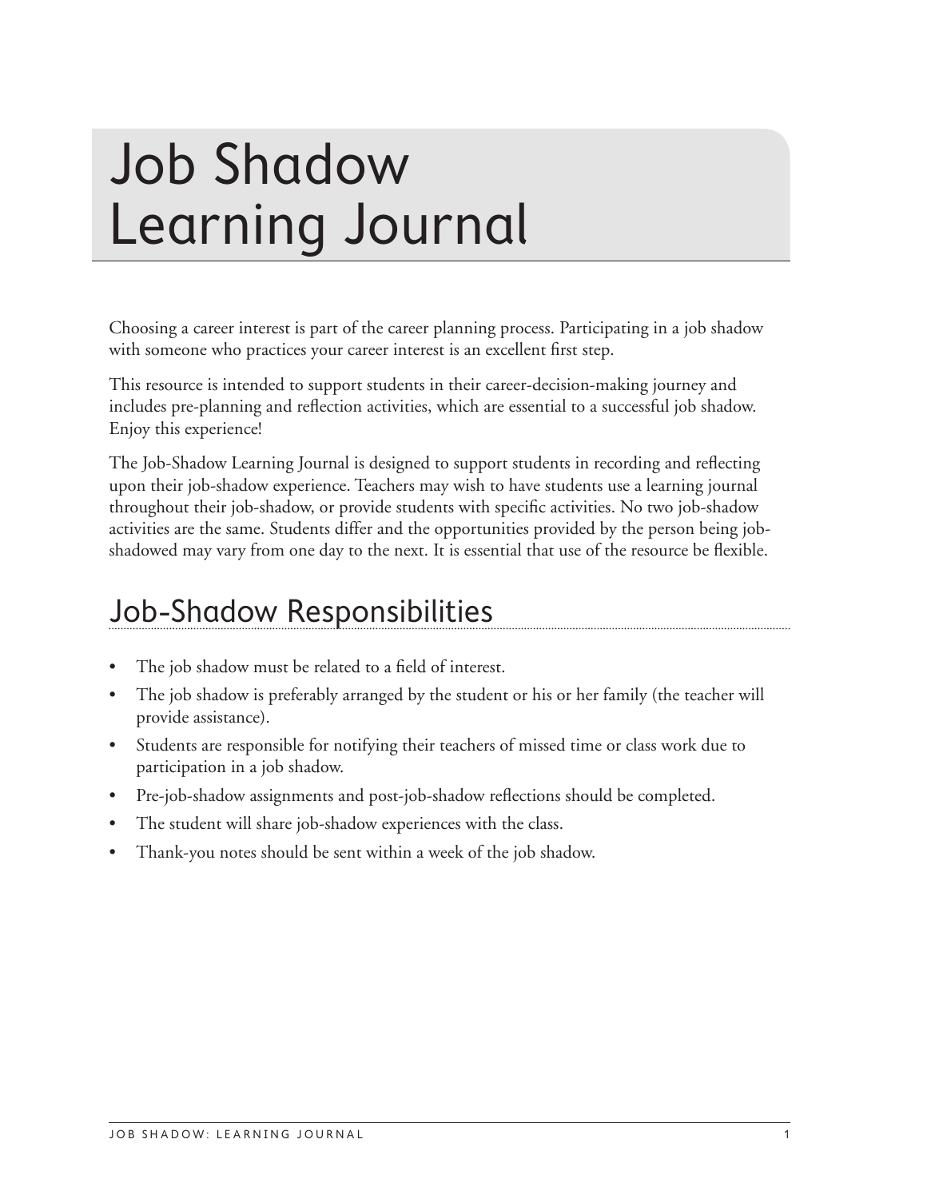# Job Shadow Learning Journal

Choosing a career interest is part of the career planning process. Participating in a job shadow with someone who practices your career interest is an excellent first step.

This resource is intended to support students in their career-decision-making journey and includes pre-planning and reflection activities, which are essential to a successful job shadow. Enjoy this experience!

The Job-Shadow Learning Journal is designed to support students in recording and reflecting upon their job-shadow experience. Teachers may wish to have students use a learning journal throughout their job-shadow, or provide students with specific activities. No two job-shadow activities are the same. Students differ and the opportunities provided by the person being job-shadowed may vary from one day to the next. It is essential that use of the resource be flexible.

## Job-Shadow Responsibilities

- The job shadow must be related to a field of interest.
- The job shadow is preferably arranged by the student or his or her family (the teacher will provide assistance).
- Students are responsible for notifying their teachers of missed time or class work due to participation in a job shadow.
- Pre-job-shadow assignments and post-job-shadow reflections should be completed.
- The student will share job-shadow experiences with the class.
- Thank-you notes should be sent within a week of the job shadow.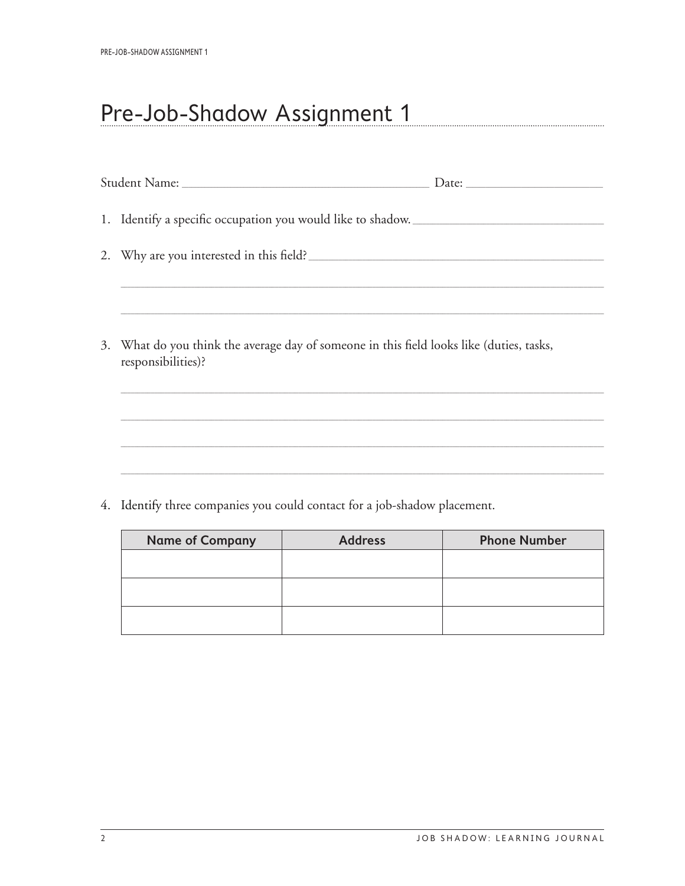# Pre-Job-Shadow Assignment 1

Student Name: ______________________________ Date: ________________

1. Identify a specific occupation you would like to shadow. ______________________

2. Why are you interested in this field? ______________________________________

   ______________________________________________________________

   ______________________________________________________________

3. What do you think the average day of someone in this field looks like (duties, tasks, responsibilities)?

   ______________________________________________________________

   ______________________________________________________________

   ______________________________________________________________

   ______________________________________________________________

4. Identify three companies you could contact for a job-shadow placement.

| Name of Company | Address | Phone Number |
|---|---|---|
| | | |
| | | |
| | | |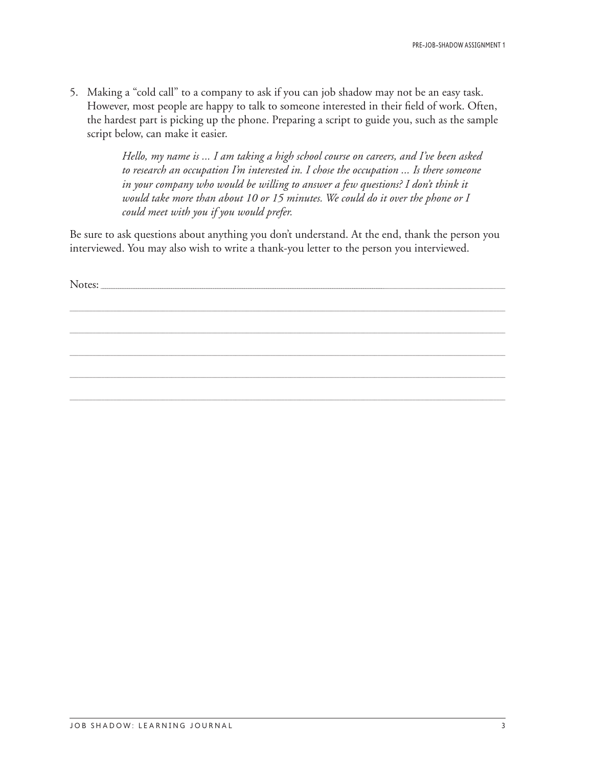5. Making a "cold call" to a company to ask if you can job shadow may not be an easy task. However, most people are happy to talk to someone interested in their field of work. Often, the hardest part is picking up the phone. Preparing a script to guide you, such as the sample script below, can make it easier.

   > *Hello, my name is ... I am taking a high school course on careers, and I've been asked to research an occupation I'm interested in. I chose the occupation ... Is there someone in your company who would be willing to answer a few questions? I don't think it would take more than about 10 or 15 minutes. We could do it over the phone or I could meet with you if you would prefer.*

Be sure to ask questions about anything you don't understand. At the end, thank the person you interviewed. You may also wish to write a thank-you letter to the person you interviewed.

Notes: ______________________________________________________________________________

______________________________________________________________________________

______________________________________________________________________________

______________________________________________________________________________

______________________________________________________________________________

______________________________________________________________________________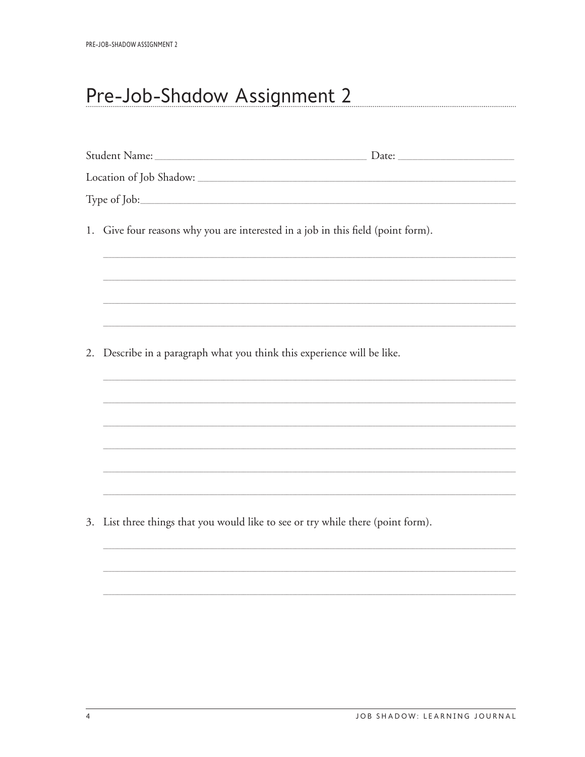# Pre-Job-Shadow Assignment 2

Student Name: ______________________________________ Date: ____________________

Location of Job Shadow: _________________________________________________________

Type of Job: ____________________________________________________________________

1. Give four reasons why you are interested in a job in this field (point form).

_______________________________________________________________________________

_______________________________________________________________________________

_______________________________________________________________________________

_______________________________________________________________________________

2. Describe in a paragraph what you think this experience will be like.

_______________________________________________________________________________

_______________________________________________________________________________

_______________________________________________________________________________

_______________________________________________________________________________

_______________________________________________________________________________

_______________________________________________________________________________

3. List three things that you would like to see or try while there (point form).

_______________________________________________________________________________

_______________________________________________________________________________

_______________________________________________________________________________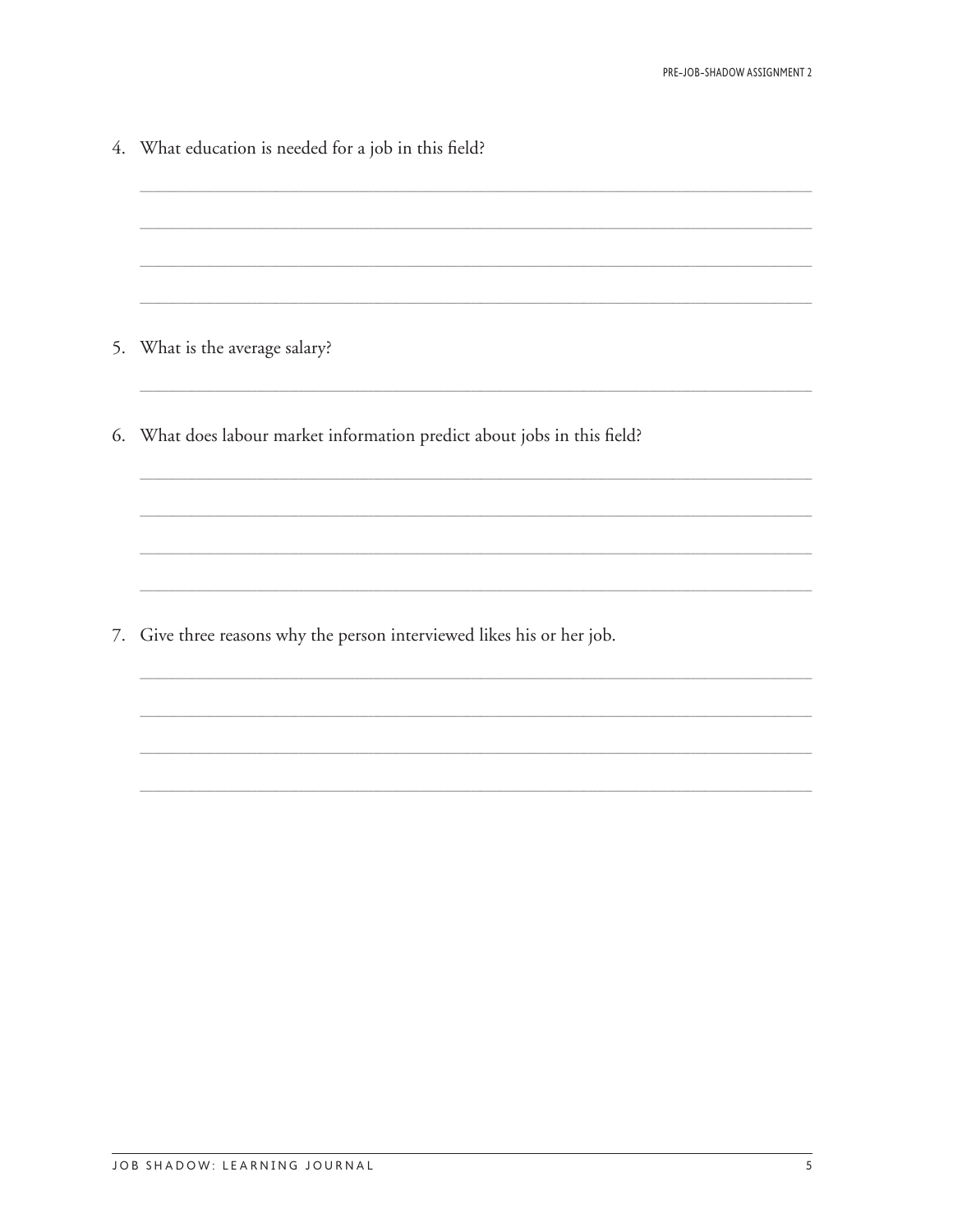4. What education is needed for a job in this field?

5. What is the average salary?

6. What does labour market information predict about jobs in this field?

7. Give three reasons why the person interviewed likes his or her job.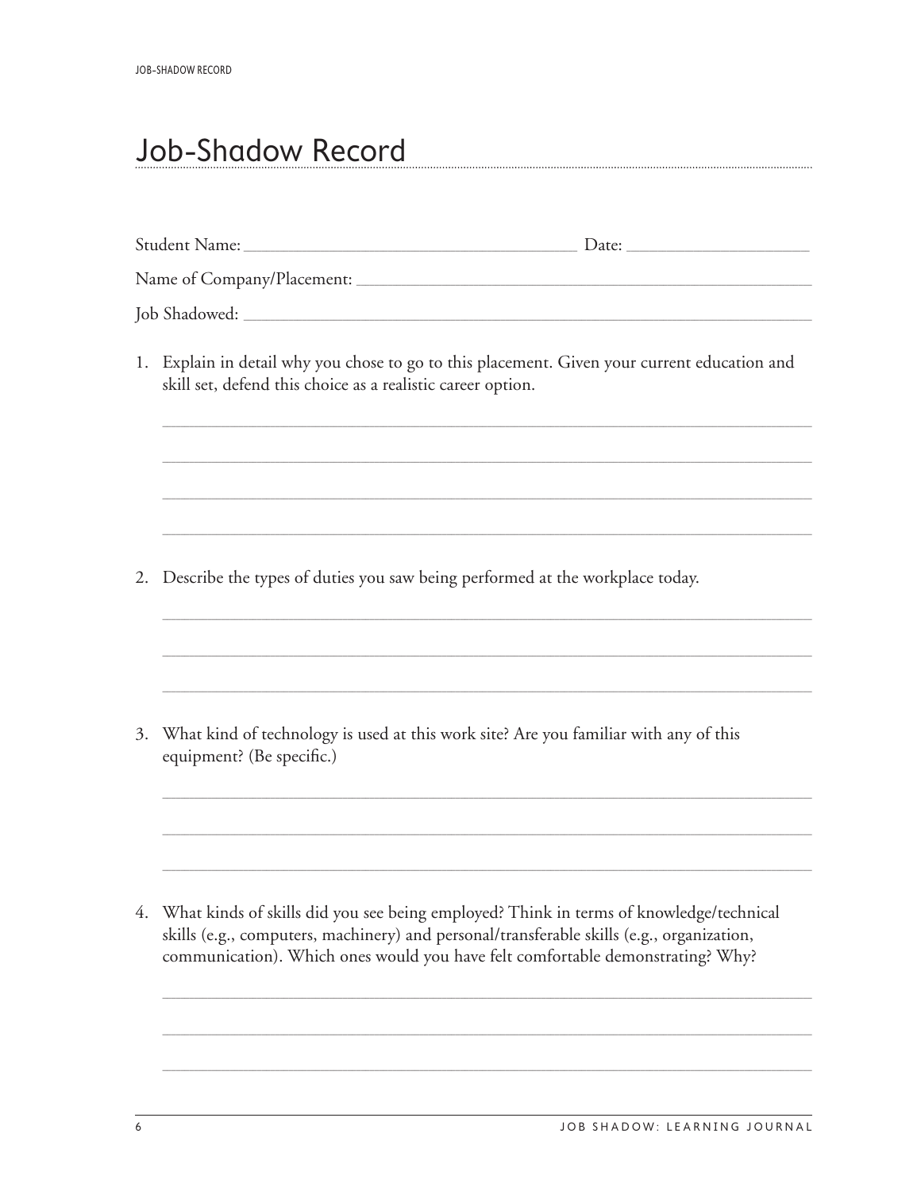# Job-Shadow Record

Student Name: ______________________________ Date: ______________

Name of Company/Placement: ________________________________________

Job Shadowed: ______________________________________________________

1. Explain in detail why you chose to go to this placement. Given your current education and skill set, defend this choice as a realistic career option.

   ______________________________________________________________

   ______________________________________________________________

   ______________________________________________________________

   ______________________________________________________________

2. Describe the types of duties you saw being performed at the workplace today.

   ______________________________________________________________

   ______________________________________________________________

   ______________________________________________________________

3. What kind of technology is used at this work site? Are you familiar with any of this equipment? (Be specific.)

   ______________________________________________________________

   ______________________________________________________________

   ______________________________________________________________

4. What kinds of skills did you see being employed? Think in terms of knowledge/technical skills (e.g., computers, machinery) and personal/transferable skills (e.g., organization, communication). Which ones would you have felt comfortable demonstrating? Why?

   ______________________________________________________________

   ______________________________________________________________

   ______________________________________________________________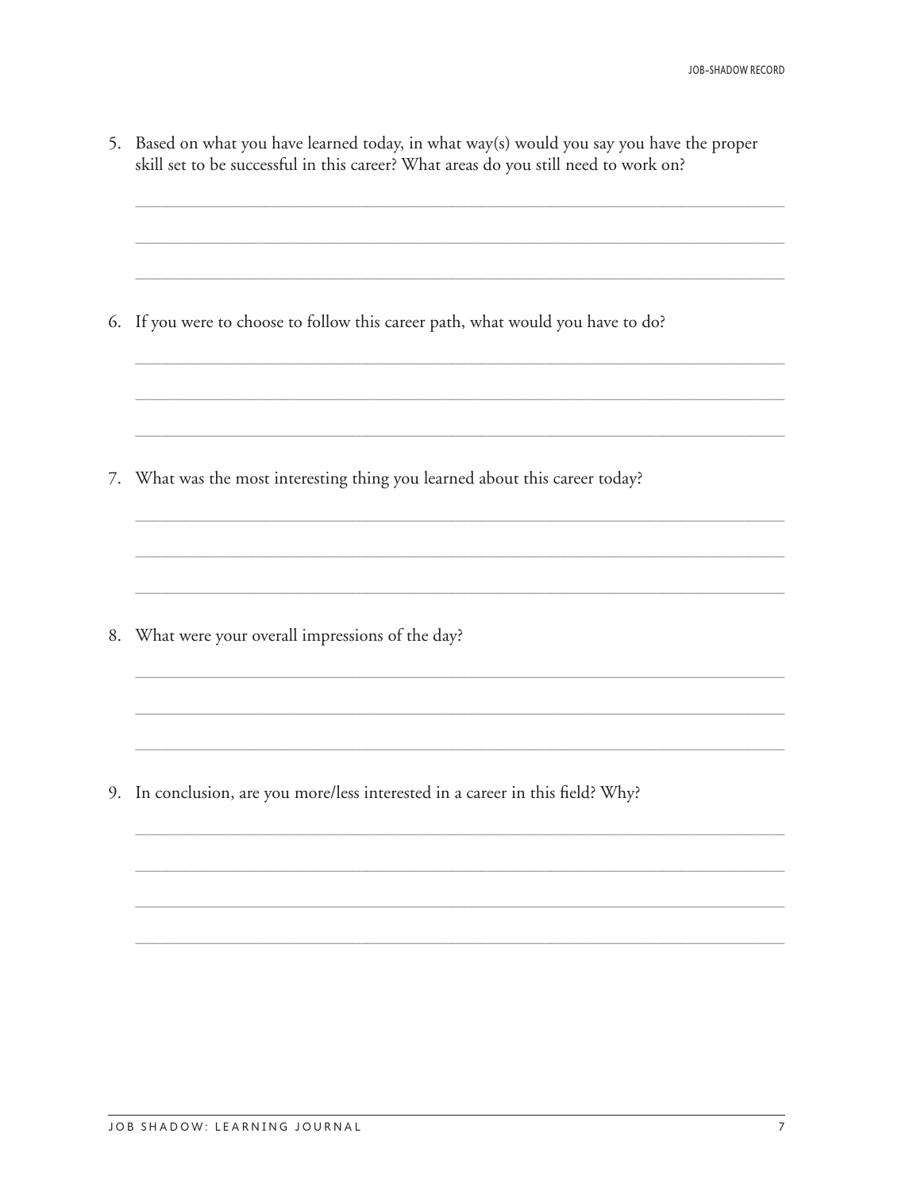5. Based on what you have learned today, in what way(s) would you say you have the proper skill set to be successful in this career? What areas do you still need to work on?

6. If you were to choose to follow this career path, what would you have to do?

7. What was the most interesting thing you learned about this career today?

8. What were your overall impressions of the day?

9. In conclusion, are you more/less interested in a career in this field? Why?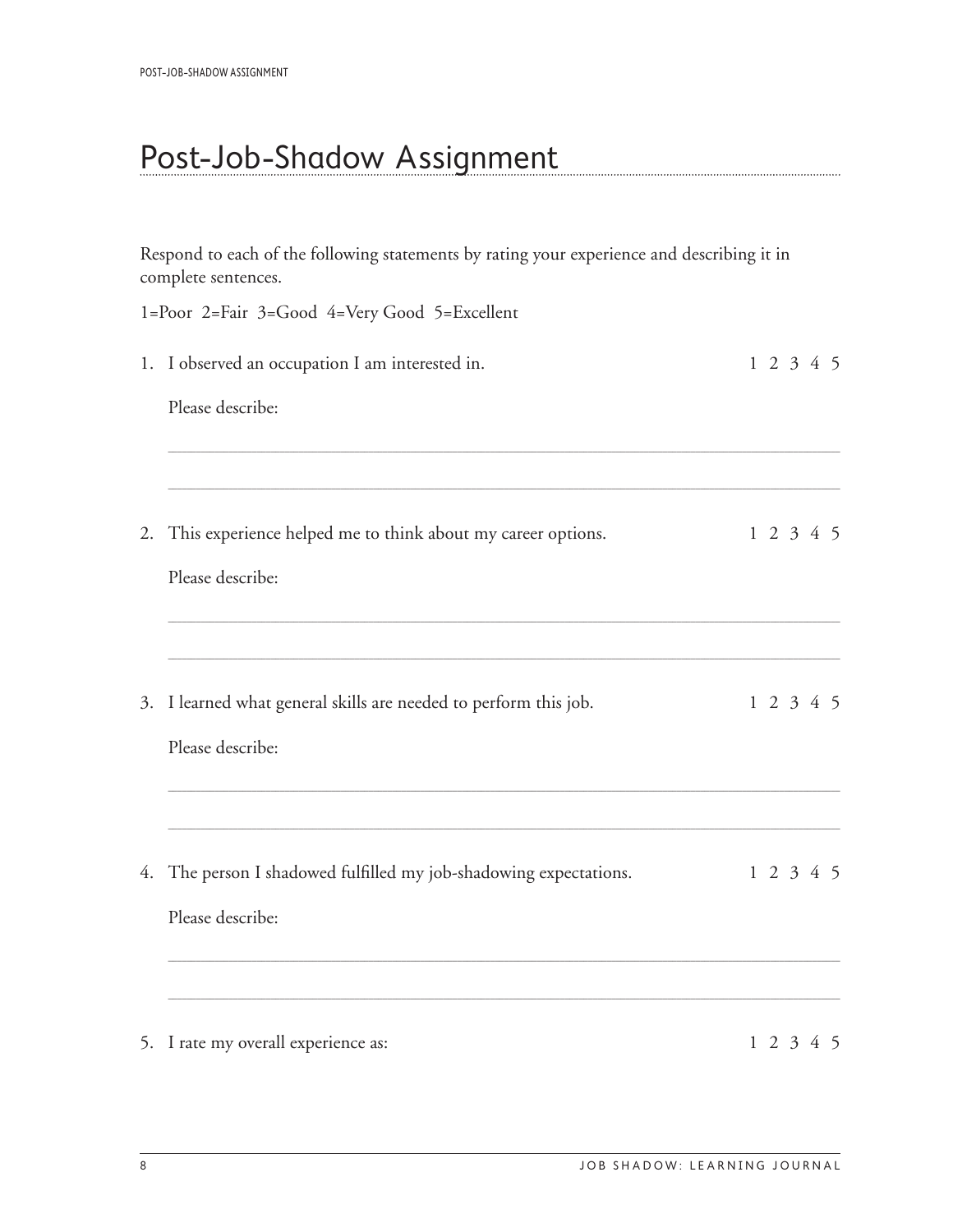# Post-Job-Shadow Assignment

Respond to each of the following statements by rating your experience and describing it in complete sentences.

1=Poor 2=Fair 3=Good 4=Very Good 5=Excellent

1. I observed an occupation I am interested in. 1 2 3 4 5

   Please describe:

   ______________________________________________________________________

   ______________________________________________________________________

2. This experience helped me to think about my career options. 1 2 3 4 5

   Please describe:

   ______________________________________________________________________

   ______________________________________________________________________

3. I learned what general skills are needed to perform this job. 1 2 3 4 5

   Please describe:

   ______________________________________________________________________

   ______________________________________________________________________

4. The person I shadowed fulfilled my job-shadowing expectations. 1 2 3 4 5

   Please describe:

   ______________________________________________________________________

   ______________________________________________________________________

5. I rate my overall experience as: 1 2 3 4 5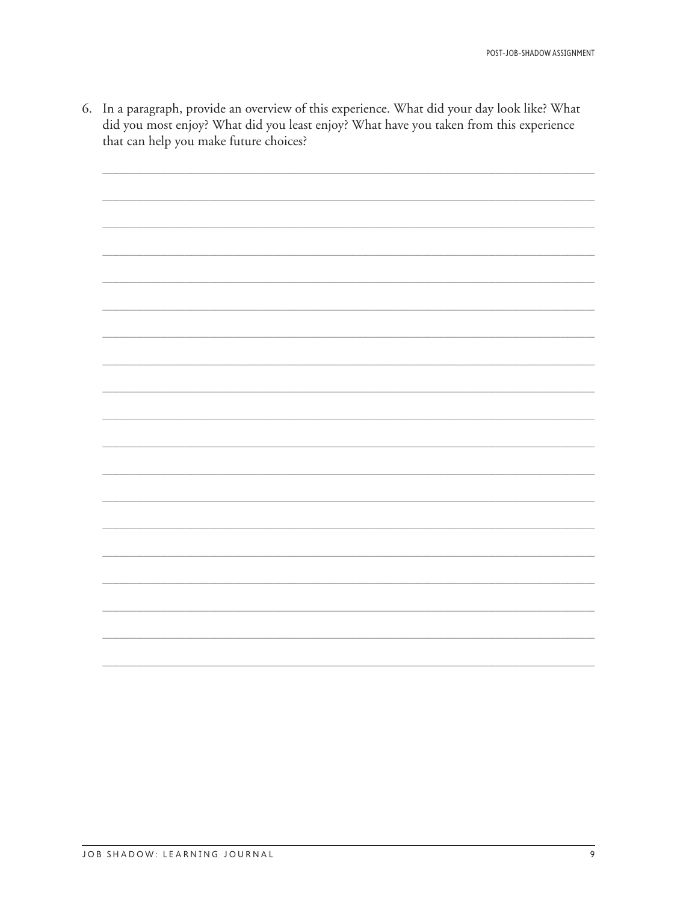6. In a paragraph, provide an overview of this experience. What did your day look like? What did you most enjoy? What did you least enjoy? What have you taken from this experience that can help you make future choices?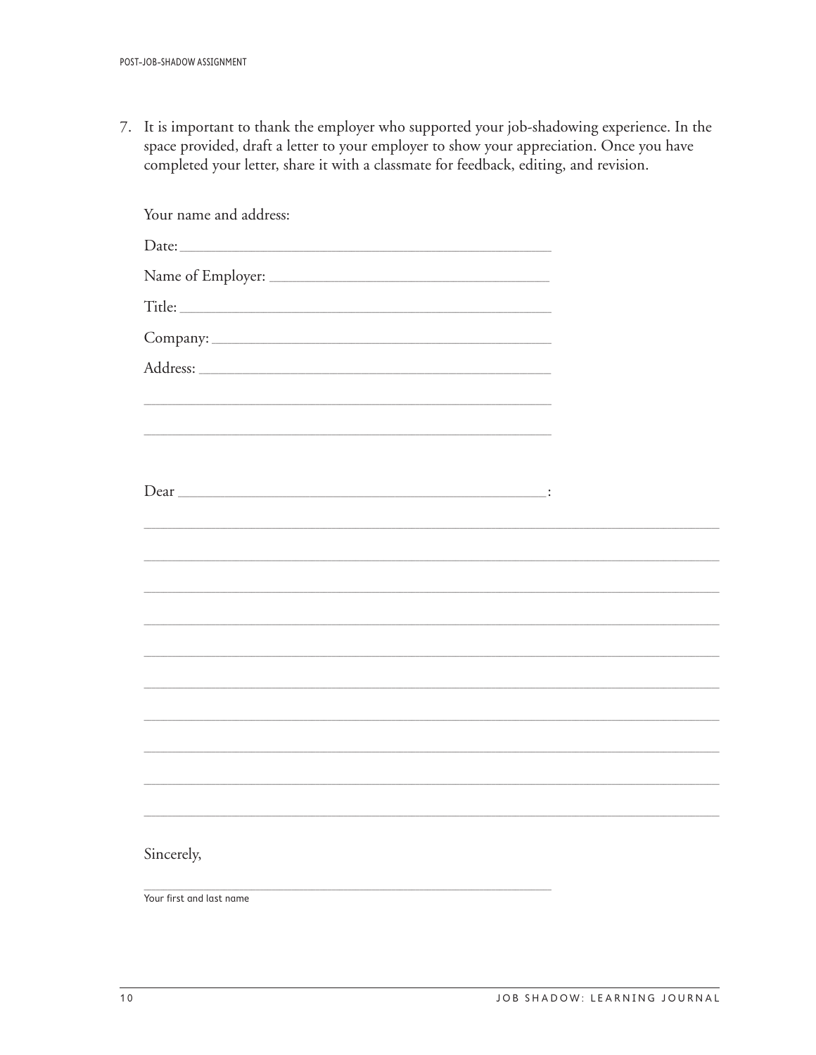7. It is important to thank the employer who supported your job-shadowing experience. In the space provided, draft a letter to your employer to show your appreciation. Once you have completed your letter, share it with a classmate for feedback, editing, and revision.

Your name and address:

Date: ______________________________________________

Name of Employer: __________________________________

Title: ______________________________________________

Company: __________________________________________

Address: ___________________________________________

___________________________________________________

___________________________________________________

Dear ______________________________________________:

___________________________________________________________________________

___________________________________________________________________________

___________________________________________________________________________

___________________________________________________________________________

___________________________________________________________________________

___________________________________________________________________________

___________________________________________________________________________

___________________________________________________________________________

___________________________________________________________________________

___________________________________________________________________________

Sincerely,

___________________________________________________

Your first and last name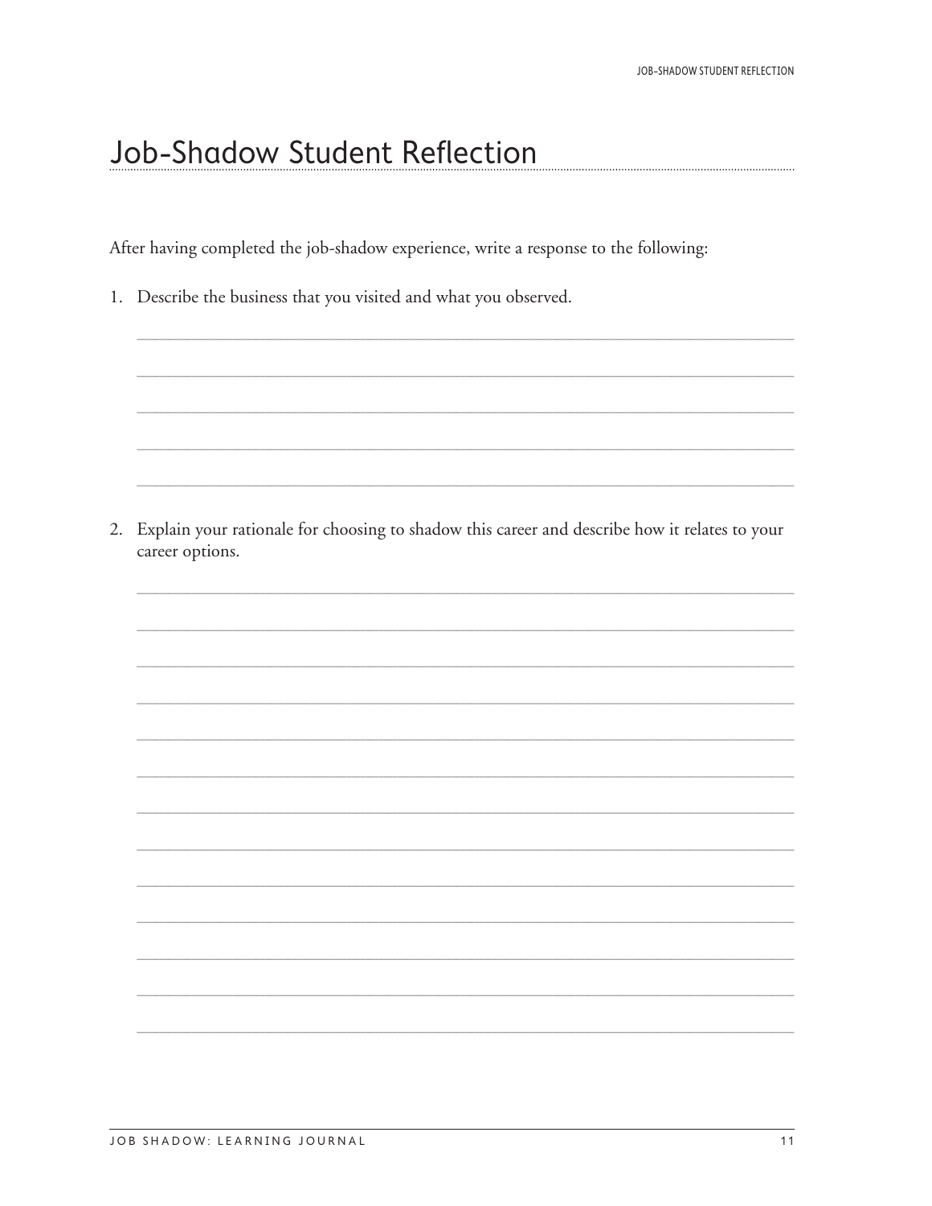# Job-Shadow Student Reflection

After having completed the job-shadow experience, write a response to the following:

1. Describe the business that you visited and what you observed.

2. Explain your rationale for choosing to shadow this career and describe how it relates to your career options.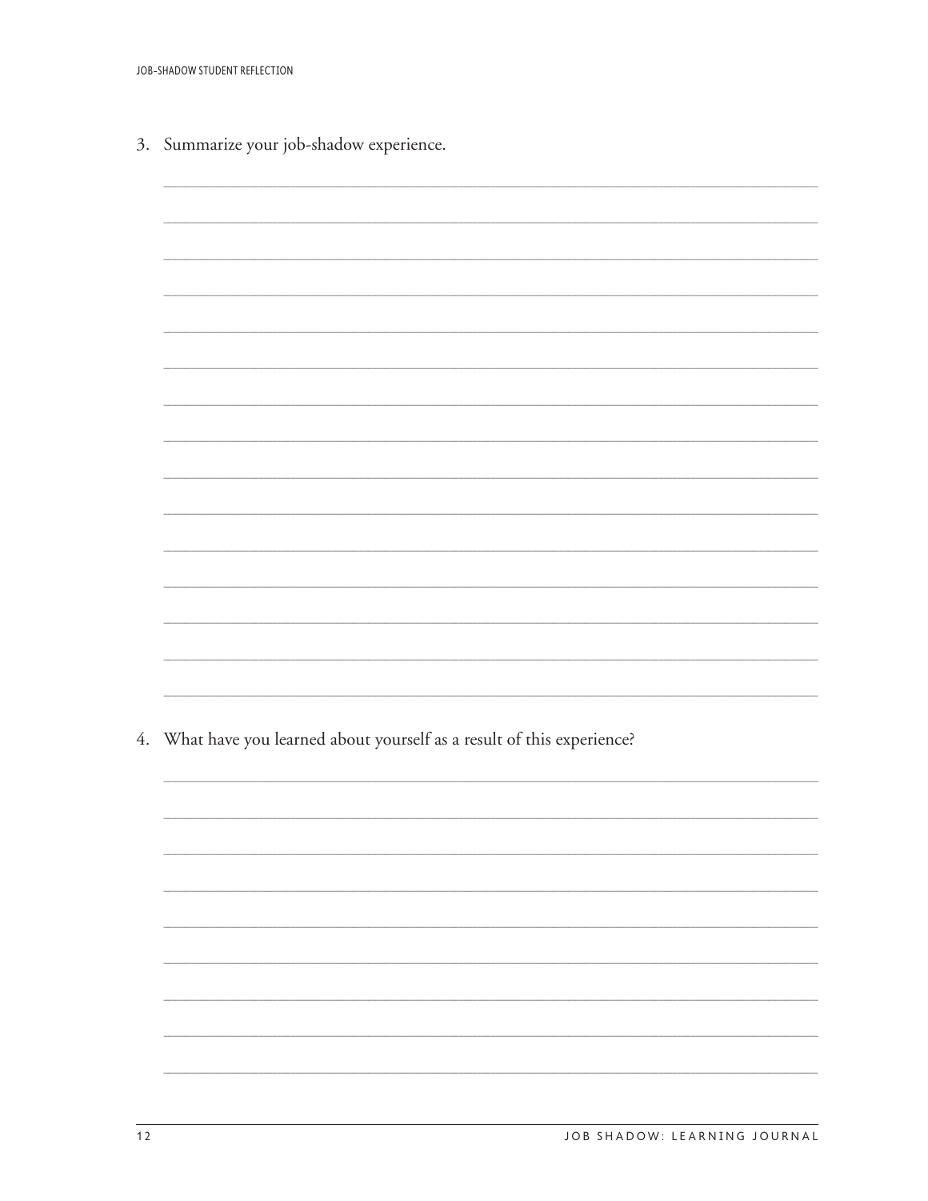3. Summarize your job-shadow experience.

4. What have you learned about yourself as a result of this experience?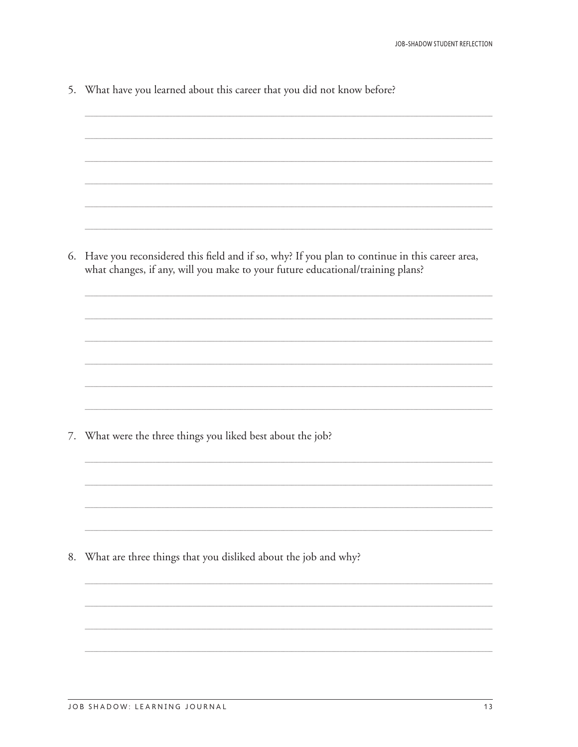5. What have you learned about this career that you did not know before?

6. Have you reconsidered this field and if so, why? If you plan to continue in this career area, what changes, if any, will you make to your future educational/training plans?

7. What were the three things you liked best about the job?

8. What are three things that you disliked about the job and why?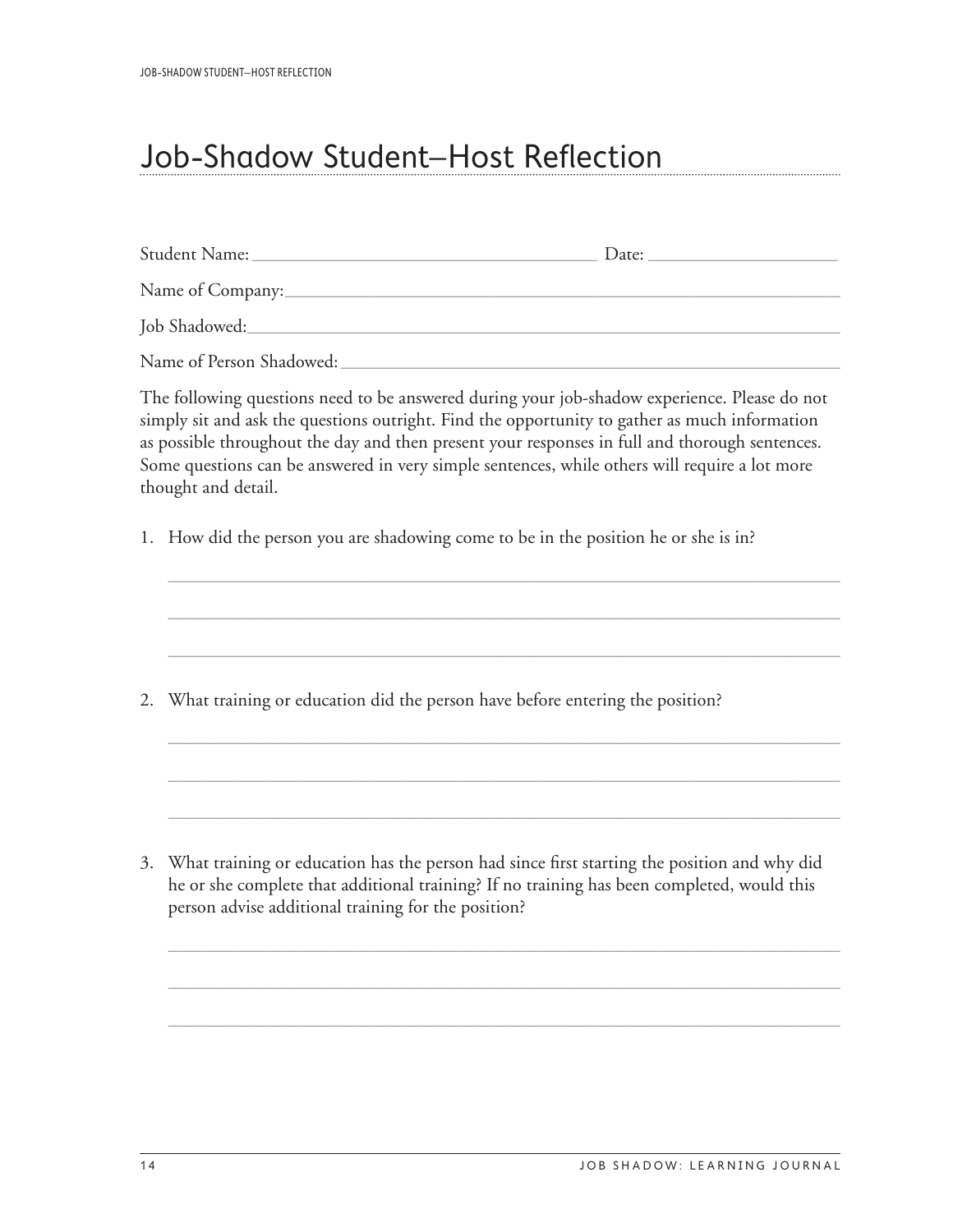# Job-Shadow Student–Host Reflection

Student Name: ______________________________________ Date: ____________________

Name of Company: ______________________________________________________________

Job Shadowed: _________________________________________________________________

Name of Person Shadowed: _______________________________________________________

The following questions need to be answered during your job-shadow experience. Please do not simply sit and ask the questions outright. Find the opportunity to gather as much information as possible throughout the day and then present your responses in full and thorough sentences. Some questions can be answered in very simple sentences, while others will require a lot more thought and detail.

1. How did the person you are shadowing come to be in the position he or she is in?

   ___________________________________________________________________________

   ___________________________________________________________________________

   ___________________________________________________________________________

2. What training or education did the person have before entering the position?

   ___________________________________________________________________________

   ___________________________________________________________________________

   ___________________________________________________________________________

3. What training or education has the person had since first starting the position and why did he or she complete that additional training? If no training has been completed, would this person advise additional training for the position?

   ___________________________________________________________________________

   ___________________________________________________________________________

   ___________________________________________________________________________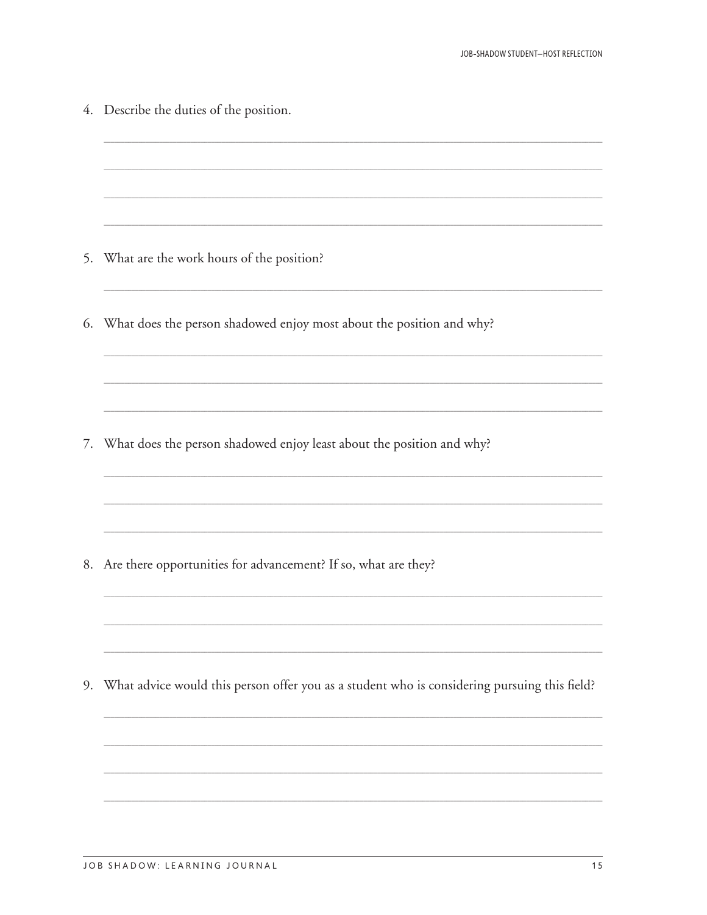4. Describe the duties of the position.

5. What are the work hours of the position?

6. What does the person shadowed enjoy most about the position and why?

7. What does the person shadowed enjoy least about the position and why?

8. Are there opportunities for advancement? If so, what are they?

9. What advice would this person offer you as a student who is considering pursuing this field?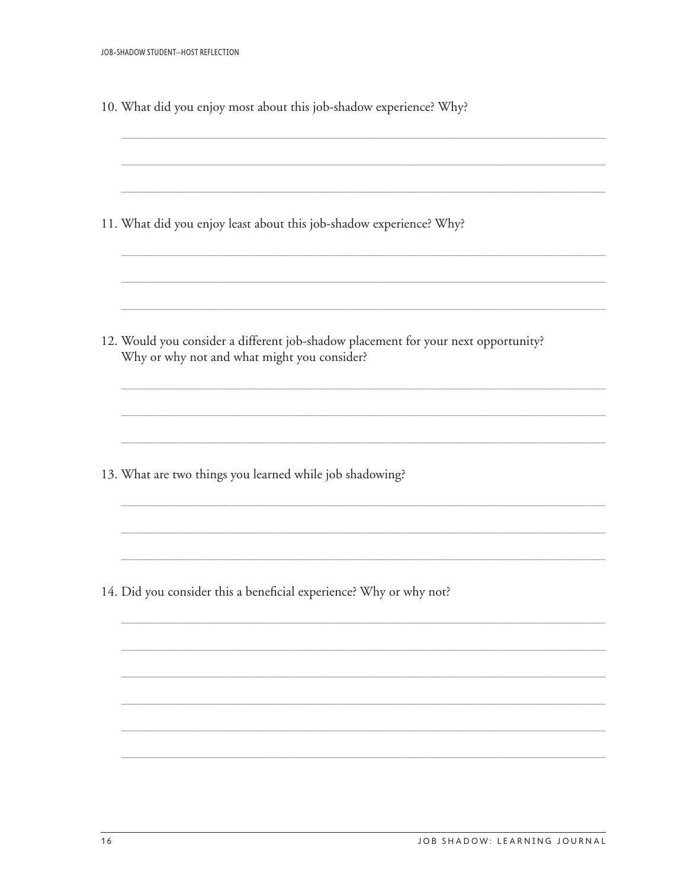10. What did you enjoy most about this job-shadow experience? Why?

11. What did you enjoy least about this job-shadow experience? Why?

12. Would you consider a different job-shadow placement for your next opportunity? Why or why not and what might you consider?

13. What are two things you learned while job shadowing?

14. Did you consider this a beneficial experience? Why or why not?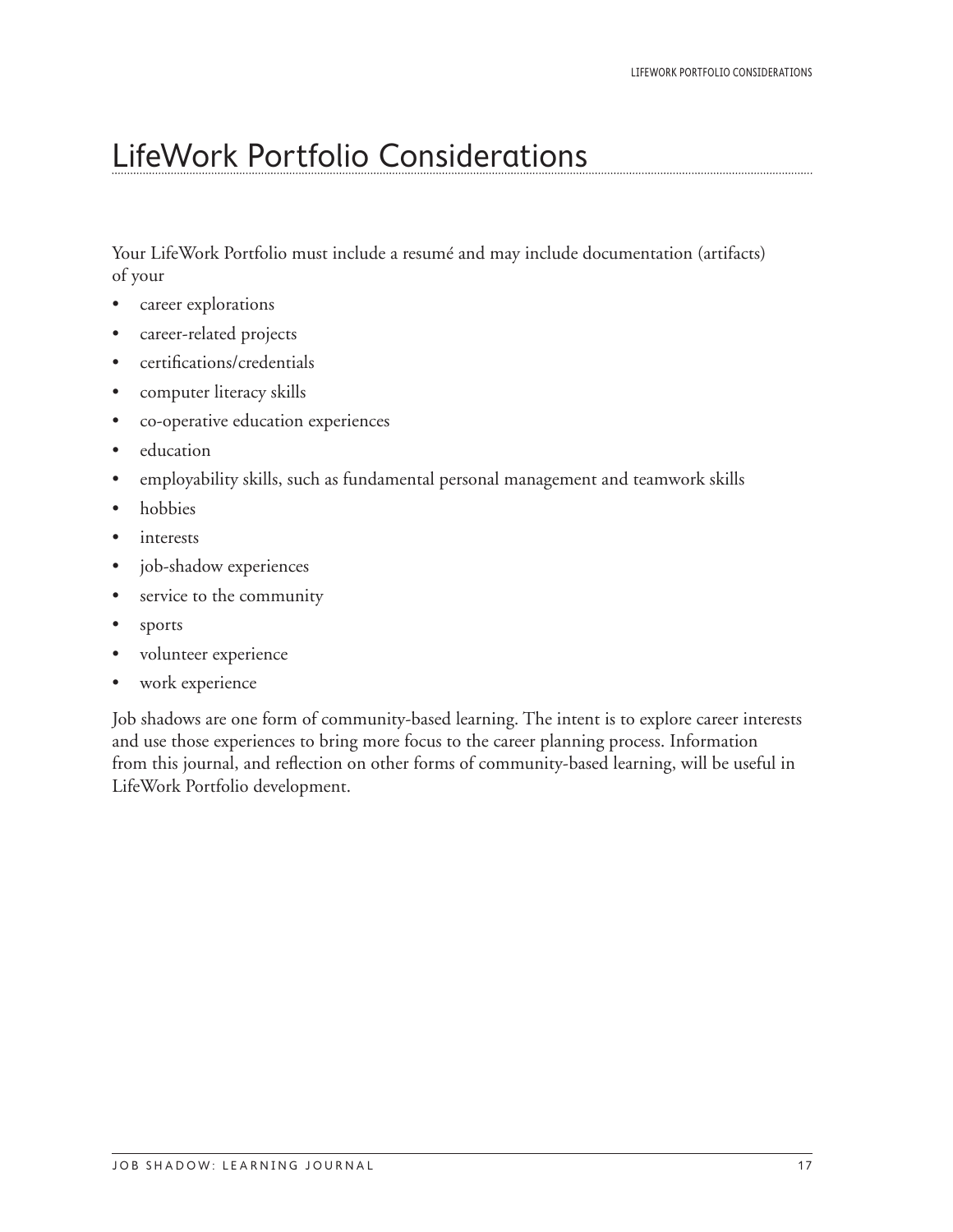# LifeWork Portfolio Considerations

Your LifeWork Portfolio must include a resumé and may include documentation (artifacts) of your

- career explorations
- career-related projects
- certifications/credentials
- computer literacy skills
- co-operative education experiences
- education
- employability skills, such as fundamental personal management and teamwork skills
- hobbies
- interests
- job-shadow experiences
- service to the community
- sports
- volunteer experience
- work experience

Job shadows are one form of community-based learning. The intent is to explore career interests and use those experiences to bring more focus to the career planning process. Information from this journal, and reflection on other forms of community-based learning, will be useful in LifeWork Portfolio development.